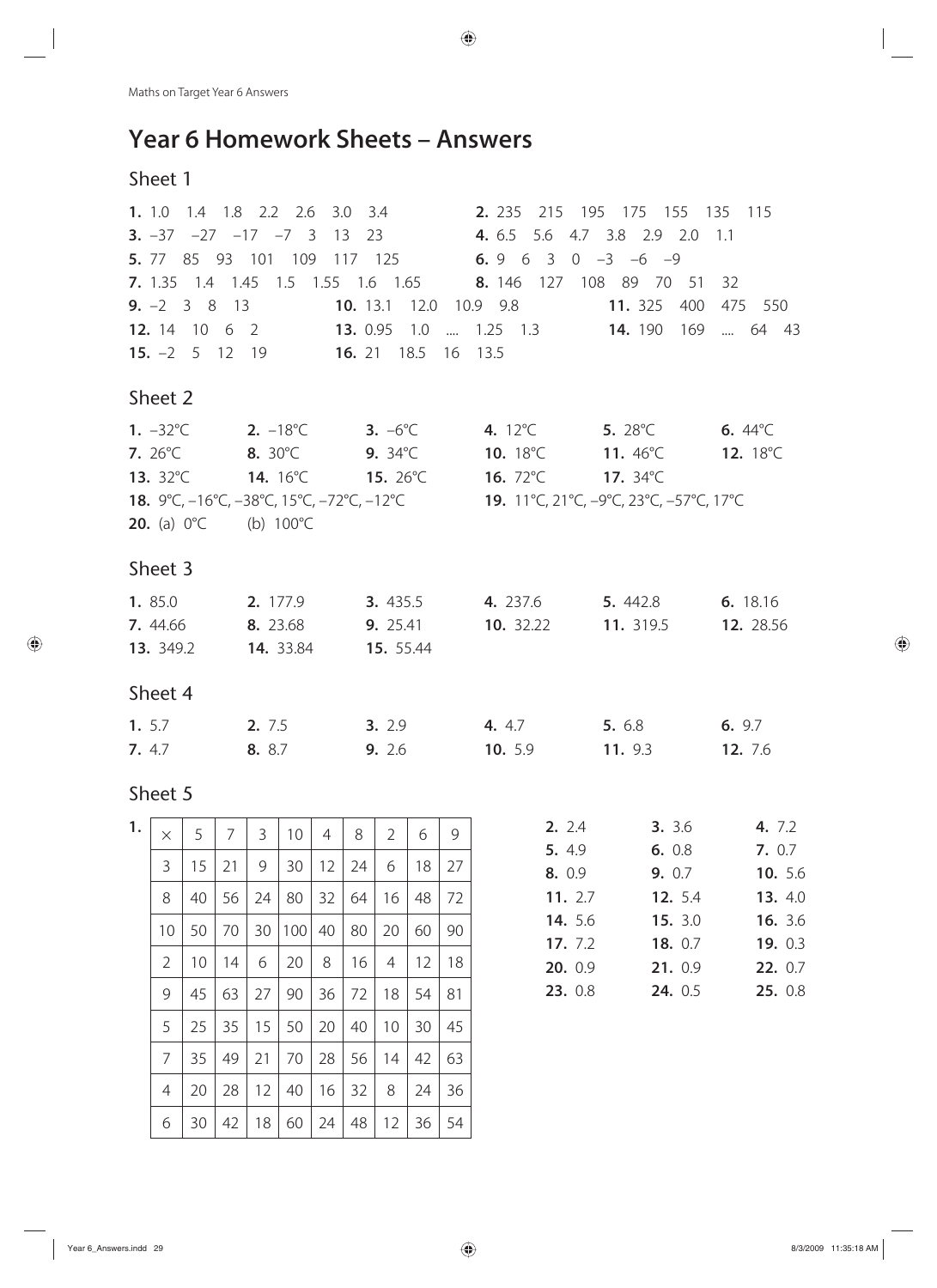# Year 6 Homework Sheets – Answers

## Sheet 1

**1.** 1.0 1.4 1.8 2.2 2.6 3.0 3.4

**2.** 235 215 195 175 155 135 115

**3.** −37 −27 −17 −7 3 13 23

**4.** 6.5 5.6 4.7 3.8 2.9 2.0 1.1

**5.** 77 85 93 101 109 117 125

**6.** 9 6 3 0 −3 −6 −9

**7.** 1.35 1.4 1.45 1.5 1.55 1.6 1.65

**8.** 146 127 108 89 70 51 32

**9.** −2 3 8 13

**10.** 13.1 12.0 10.9 9.8

**11.** 325 400 475 550

**12.** 14 10 6 2

**13.** 0.95 1.0 .... 1.25 1.3

**14.** 190 169 .... 64 43

**15.** −2 5 12 19

**16.** 21 18.5 16 13.5

## Sheet 2

**1.** −32°C **2.** −18°C **3.** −6°C **4.** 12°C **5.** 28°C **6.** 44°C

**7.** 26°C **8.** 30°C **9.** 34°C **10.** 18°C **11.** 46°C **12.** 18°C

**13.** 32°C **14.** 16°C **15.** 26°C **16.** 72°C **17.** 34°C

**18.** 9°C, −16°C, −38°C, 15°C, −72°C, −12°C

**19.** 11°C, 21°C, −9°C, 23°C, −57°C, 17°C

**20.** (a) 0°C (b) 100°C

## Sheet 3

**1.** 85.0 **2.** 177.9 **3.** 435.5 **4.** 237.6 **5.** 442.8 **6.** 18.16

**7.** 44.66 **8.** 23.68 **9.** 25.41 **10.** 32.22 **11.** 319.5 **12.** 28.56

**13.** 349.2 **14.** 33.84 **15.** 55.44

## Sheet 4

**1.** 5.7 **2.** 7.5 **3.** 2.9 **4.** 4.7 **5.** 6.8 **6.** 9.7

**7.** 4.7 **8.** 8.7 **9.** 2.6 **10.** 5.9 **11.** 9.3 **12.** 7.6

## Sheet 5

**1.**

| × | 5 | 7 | 3 | 10 | 4 | 8 | 2 | 6 | 9 |
|---|---|---|---|---|---|---|---|---|---|
| 3 | 15 | 21 | 9 | 30 | 12 | 24 | 6 | 18 | 27 |
| 8 | 40 | 56 | 24 | 80 | 32 | 64 | 16 | 48 | 72 |
| 10 | 50 | 70 | 30 | 100 | 40 | 80 | 20 | 60 | 90 |
| 2 | 10 | 14 | 6 | 20 | 8 | 16 | 4 | 12 | 18 |
| 9 | 45 | 63 | 27 | 90 | 36 | 72 | 18 | 54 | 81 |
| 5 | 25 | 35 | 15 | 50 | 20 | 40 | 10 | 30 | 45 |
| 7 | 35 | 49 | 21 | 70 | 28 | 56 | 14 | 42 | 63 |
| 4 | 20 | 28 | 12 | 40 | 16 | 32 | 8 | 24 | 36 |
| 6 | 30 | 42 | 18 | 60 | 24 | 48 | 12 | 36 | 54 |

**2.** 2.4 **3.** 3.6 **4.** 7.2

**5.** 4.9 **6.** 0.8 **7.** 0.7

**8.** 0.9 **9.** 0.7 **10.** 5.6

**11.** 2.7 **12.** 5.4 **13.** 4.0

**14.** 5.6 **15.** 3.0 **16.** 3.6

**17.** 7.2 **18.** 0.7 **19.** 0.3

**20.** 0.9 **21.** 0.9 **22.** 0.7

**23.** 0.8 **24.** 0.5 **25.** 0.8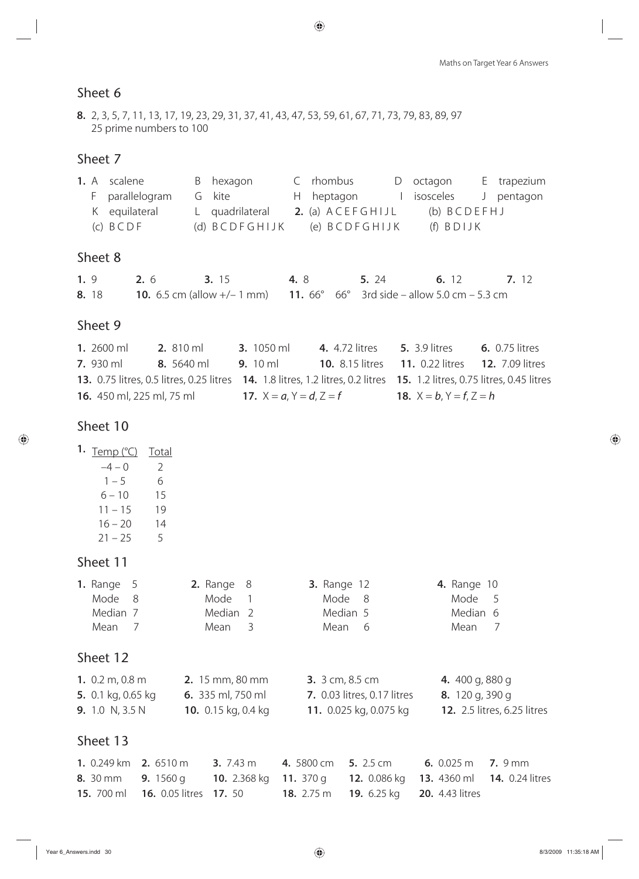## Sheet 6

**8.** 2, 3, 5, 7, 11, 13, 17, 19, 23, 29, 31, 37, 41, 43, 47, 53, 59, 61, 67, 71, 73, 79, 83, 89, 97
25 prime numbers to 100

## Sheet 7

**1.** A scalene B hexagon C rhombus D octagon E trapezium
F parallelogram G kite H heptagon I isosceles J pentagon
K equilateral L quadrilateral **2.** (a) A C E F G H I J L (b) B C D E F H J
(c) B C D F (d) B C D F G H I J K (e) B C D F G H I J K (f) B D I J K

## Sheet 8

**1.** 9 **2.** 6 **3.** 15 **4.** 8 **5.** 24 **6.** 12 **7.** 12
**8.** 18 **10.** 6.5 cm (allow +/– 1 mm) **11.** 66° 66° 3rd side – allow 5.0 cm – 5.3 cm

## Sheet 9

**1.** 2600 ml **2.** 810 ml **3.** 1050 ml **4.** 4.72 litres **5.** 3.9 litres **6.** 0.75 litres
**7.** 930 ml **8.** 5640 ml **9.** 10 ml **10.** 8.15 litres **11.** 0.22 litres **12.** 7.09 litres
**13.** 0.75 litres, 0.5 litres, 0.25 litres **14.** 1.8 litres, 1.2 litres, 0.2 litres **15.** 1.2 litres, 0.75 litres, 0.45 litres
**16.** 450 ml, 225 ml, 75 ml **17.** X = *a*, Y = *d*, Z = *f* **18.** X = *b*, Y = *f*, Z = *h*

## Sheet 10

**1.**

| Temp (°C) | Total |
|---|---|
| –4 – 0 | 2 |
| 1 – 5 | 6 |
| 6 – 10 | 15 |
| 11 – 15 | 19 |
| 16 – 20 | 14 |
| 21 – 25 | 5 |

## Sheet 11

**1.** Range 5, Mode 8, Median 7, Mean 7

**2.** Range 8, Mode 1, Median 2, Mean 3

**3.** Range 12, Mode 8, Median 5, Mean 6

**4.** Range 10, Mode 5, Median 6, Mean 7

## Sheet 12

**1.** 0.2 m, 0.8 m **2.** 15 mm, 80 mm **3.** 3 cm, 8.5 cm **4.** 400 g, 880 g
**5.** 0.1 kg, 0.65 kg **6.** 335 ml, 750 ml **7.** 0.03 litres, 0.17 litres **8.** 120 g, 390 g
**9.** 1.0 N, 3.5 N **10.** 0.15 kg, 0.4 kg **11.** 0.025 kg, 0.075 kg **12.** 2.5 litres, 6.25 litres

## Sheet 13

**1.** 0.249 km **2.** 6510 m **3.** 7.43 m **4.** 5800 cm **5.** 2.5 cm **6.** 0.025 m **7.** 9 mm
**8.** 30 mm **9.** 1560 g **10.** 2.368 kg **11.** 370 g **12.** 0.086 kg **13.** 4360 ml **14.** 0.24 litres
**15.** 700 ml **16.** 0.05 litres **17.** 50 **18.** 2.75 m **19.** 6.25 kg **20.** 4.43 litres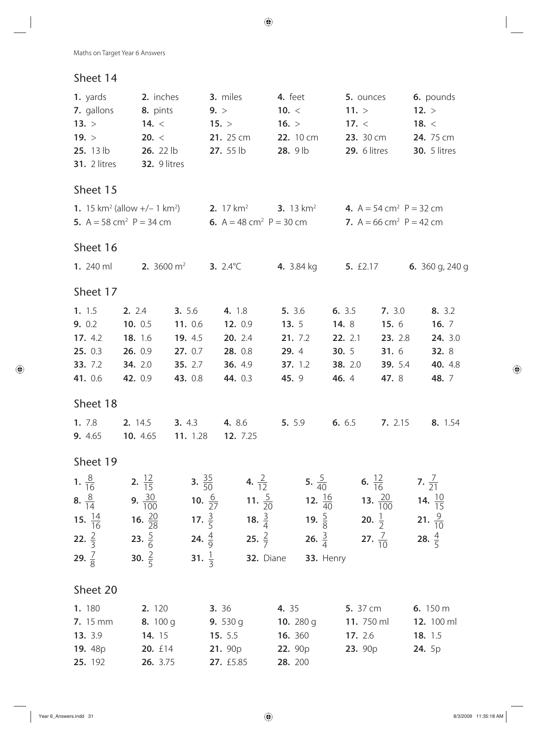## Sheet 14

**1.** yards **2.** inches **3.** miles **4.** feet **5.** ounces **6.** pounds
**7.** gallons **8.** pints **9.** > **10.** < **11.** > **12.** >
**13.** > **14.** < **15.** > **16.** > **17.** < **18.** <
**19.** > **20.** < **21.** 25 cm **22.** 10 cm **23.** 30 cm **24.** 75 cm
**25.** 13 lb **26.** 22 lb **27.** 55 lb **28.** 9 lb **29.** 6 litres **30.** 5 litres
**31.** 2 litres **32.** 9 litres

## Sheet 15

**1.** 15 km$^2$ (allow +/– 1 km$^2$) **2.** 17 km$^2$ **3.** 13 km$^2$ **4.** A = 54 cm$^2$ P = 32 cm
**5.** A = 58 cm$^2$ P = 34 cm **6.** A = 48 cm$^2$ P = 30 cm **7.** A = 66 cm$^2$ P = 42 cm

## Sheet 16

**1.** 240 ml **2.** 3600 m$^2$ **3.** 2.4°C **4.** 3.84 kg **5.** £2.17 **6.** 360 g, 240 g

## Sheet 17

**1.** 1.5 **2.** 2.4 **3.** 5.6 **4.** 1.8 **5.** 3.6 **6.** 3.5 **7.** 3.0 **8.** 3.2
**9.** 0.2 **10.** 0.5 **11.** 0.6 **12.** 0.9 **13.** 5 **14.** 8 **15.** 6 **16.** 7
**17.** 4.2 **18.** 1.6 **19.** 4.5 **20.** 2.4 **21.** 7.2 **22.** 2.1 **23.** 2.8 **24.** 3.0
**25.** 0.3 **26.** 0.9 **27.** 0.7 **28.** 0.8 **29.** 4 **30.** 5 **31.** 6 **32.** 8
**33.** 7.2 **34.** 2.0 **35.** 2.7 **36.** 4.9 **37.** 1.2 **38.** 2.0 **39.** 5.4 **40.** 4.8
**41.** 0.6 **42.** 0.9 **43.** 0.8 **44.** 0.3 **45.** 9 **46.** 4 **47.** 8 **48.** 7

## Sheet 18

**1.** 7.8 **2.** 14.5 **3.** 4.3 **4.** 8.6 **5.** 5.9 **6.** 6.5 **7.** 2.15 **8.** 1.54
**9.** 4.65 **10.** 4.65 **11.** 1.28 **12.** 7.25

## Sheet 19

**1.** $\frac{8}{16}$ **2.** $\frac{12}{15}$ **3.** $\frac{35}{50}$ **4.** $\frac{2}{12}$ **5.** $\frac{5}{40}$ **6.** $\frac{12}{16}$ **7.** $\frac{7}{21}$
**8.** $\frac{8}{14}$ **9.** $\frac{30}{100}$ **10.** $\frac{6}{27}$ **11.** $\frac{5}{20}$ **12.** $\frac{16}{40}$ **13.** $\frac{20}{100}$ **14.** $\frac{10}{15}$
**15.** $\frac{14}{16}$ **16.** $\frac{20}{28}$ **17.** $\frac{3}{5}$ **18.** $\frac{3}{4}$ **19.** $\frac{5}{8}$ **20.** $\frac{1}{2}$ **21.** $\frac{9}{10}$
**22.** $\frac{2}{3}$ **23.** $\frac{5}{6}$ **24.** $\frac{4}{9}$ **25.** $\frac{2}{7}$ **26.** $\frac{3}{4}$ **27.** $\frac{7}{10}$ **28.** $\frac{4}{5}$
**29.** $\frac{7}{8}$ **30.** $\frac{2}{5}$ **31.** $\frac{1}{3}$ **32.** Diane **33.** Henry

## Sheet 20

**1.** 180 **2.** 120 **3.** 36 **4.** 35 **5.** 37 cm **6.** 150 m
**7.** 15 mm **8.** 100 g **9.** 530 g **10.** 280 g **11.** 750 ml **12.** 100 ml
**13.** 3.9 **14.** 15 **15.** 5.5 **16.** 360 **17.** 2.6 **18.** 1.5
**19.** 48p **20.** £14 **21.** 90p **22.** 90p **23.** 90p **24.** 5p
**25.** 192 **26.** 3.75 **27.** £5.85 **28.** 200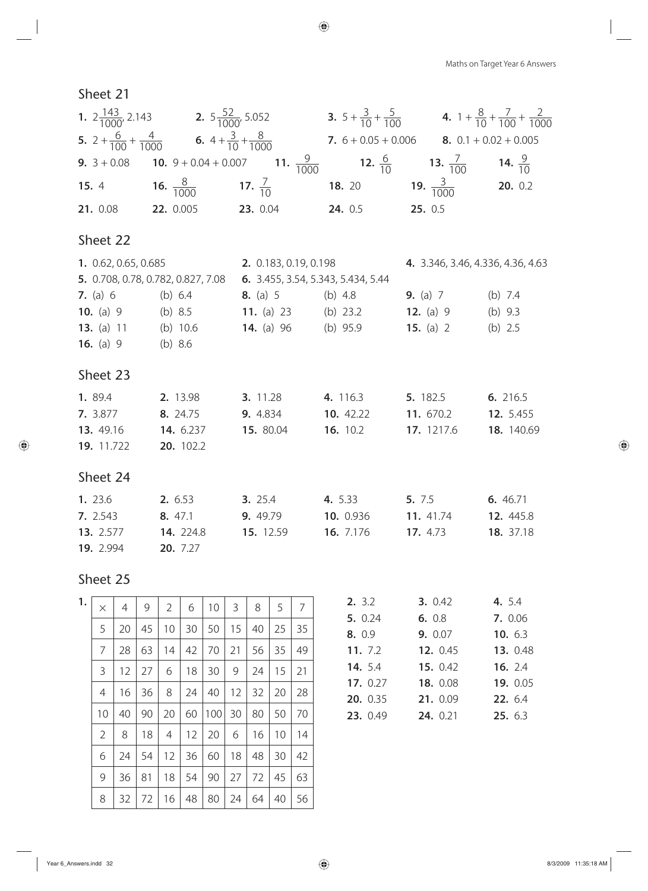## Sheet 21

**1.** $2\frac{143}{1000}$, 2.143 **2.** $5\frac{52}{1000}$, 5.052 **3.** $5 + \frac{3}{10} + \frac{5}{100}$ **4.** $1 + \frac{8}{10} + \frac{7}{100} + \frac{2}{1000}$

**5.** $2 + \frac{6}{100} + \frac{4}{1000}$ **6.** $4 + \frac{3}{10} + \frac{8}{1000}$ **7.** $6 + 0.05 + 0.006$ **8.** $0.1 + 0.02 + 0.005$

**9.** $3 + 0.08$ **10.** $9 + 0.04 + 0.007$ **11.** $\frac{9}{1000}$ **12.** $\frac{6}{10}$ **13.** $\frac{7}{100}$ **14.** $\frac{9}{10}$

**15.** 4 **16.** $\frac{8}{1000}$ **17.** $\frac{7}{10}$ **18.** 20 **19.** $\frac{3}{1000}$ **20.** 0.2

**21.** 0.08 **22.** 0.005 **23.** 0.04 **24.** 0.5 **25.** 0.5

## Sheet 22

**1.** 0.62, 0.65, 0.685 **2.** 0.183, 0.19, 0.198 **4.** 3.346, 3.46, 4.336, 4.36, 4.63

**5.** 0.708, 0.78, 0.782, 0.827, 7.08 **6.** 3.455, 3.54, 5.343, 5.434, 5.44

**7.** (a) 6 (b) 6.4 **8.** (a) 5 (b) 4.8 **9.** (a) 7 (b) 7.4

**10.** (a) 9 (b) 8.5 **11.** (a) 23 (b) 23.2 **12.** (a) 9 (b) 9.3

**13.** (a) 11 (b) 10.6 **14.** (a) 96 (b) 95.9 **15.** (a) 2 (b) 2.5

**16.** (a) 9 (b) 8.6

## Sheet 23

**1.** 89.4 **2.** 13.98 **3.** 11.28 **4.** 116.3 **5.** 182.5 **6.** 216.5

**7.** 3.877 **8.** 24.75 **9.** 4.834 **10.** 42.22 **11.** 670.2 **12.** 5.455

**13.** 49.16 **14.** 6.237 **15.** 80.04 **16.** 10.2 **17.** 1217.6 **18.** 140.69

**19.** 11.722 **20.** 102.2

## Sheet 24

**1.** 23.6 **2.** 6.53 **3.** 25.4 **4.** 5.33 **5.** 7.5 **6.** 46.71

**7.** 2.543 **8.** 47.1 **9.** 49.79 **10.** 0.936 **11.** 41.74 **12.** 445.8

**13.** 2.577 **14.** 224.8 **15.** 12.59 **16.** 7.176 **17.** 4.73 **18.** 37.18

**19.** 2.994 **20.** 7.27

## Sheet 25

**1.**

| × | 4 | 9 | 2 | 6 | 10 | 3 | 8 | 5 | 7 |
|---|---|---|---|---|---|---|---|---|---|
| 5 | 20 | 45 | 10 | 30 | 50 | 15 | 40 | 25 | 35 |
| 7 | 28 | 63 | 14 | 42 | 70 | 21 | 56 | 35 | 49 |
| 3 | 12 | 27 | 6 | 18 | 30 | 9 | 24 | 15 | 21 |
| 4 | 16 | 36 | 8 | 24 | 40 | 12 | 32 | 20 | 28 |
| 10 | 40 | 90 | 20 | 60 | 100 | 30 | 80 | 50 | 70 |
| 2 | 8 | 18 | 4 | 12 | 20 | 6 | 16 | 10 | 14 |
| 6 | 24 | 54 | 12 | 36 | 60 | 18 | 48 | 30 | 42 |
| 9 | 36 | 81 | 18 | 54 | 90 | 27 | 72 | 45 | 63 |
| 8 | 32 | 72 | 16 | 48 | 80 | 24 | 64 | 40 | 56 |

**2.** 3.2 **3.** 0.42 **4.** 5.4

**5.** 0.24 **6.** 0.8 **7.** 0.06

**8.** 0.9 **9.** 0.07 **10.** 6.3

**11.** 7.2 **12.** 0.45 **13.** 0.48

**14.** 5.4 **15.** 0.42 **16.** 2.4

**17.** 0.27 **18.** 0.08 **19.** 0.05

**20.** 0.35 **21.** 0.09 **22.** 6.4

**23.** 0.49 **24.** 0.21 **25.** 6.3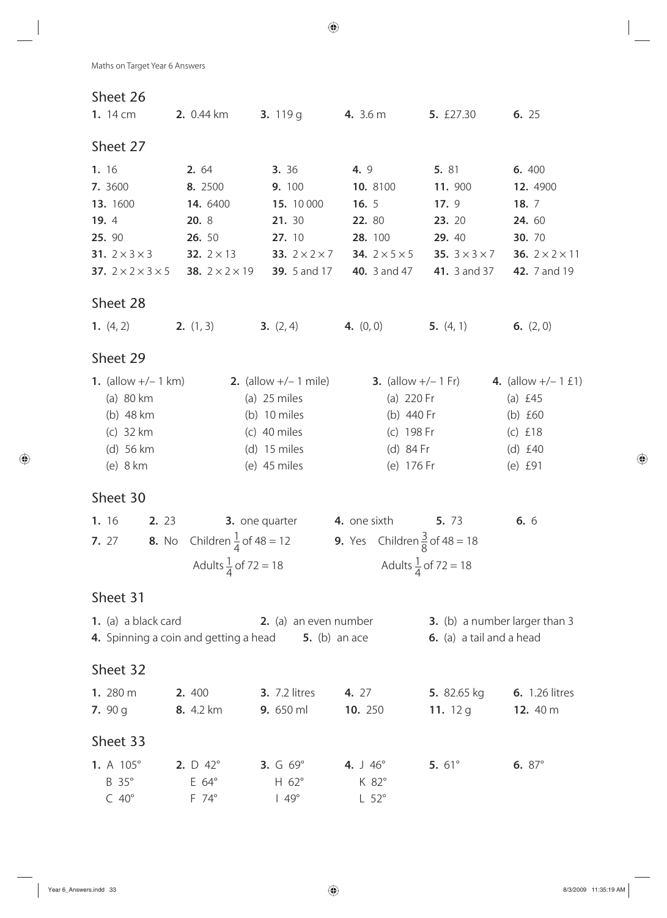## Sheet 26

**1.** 14 cm **2.** 0.44 km **3.** 119 g **4.** 3.6 m **5.** £27.30 **6.** 25

## Sheet 27

| | | | | | |
|---|---|---|---|---|---|
| **1.** 16 | **2.** 64 | **3.** 36 | **4.** 9 | **5.** 81 | **6.** 400 |
| **7.** 3600 | **8.** 2500 | **9.** 100 | **10.** 8100 | **11.** 900 | **12.** 4900 |
| **13.** 1600 | **14.** 6400 | **15.** 10 000 | **16.** 5 | **17.** 9 | **18.** 7 |
| **19.** 4 | **20.** 8 | **21.** 30 | **22.** 80 | **23.** 20 | **24.** 60 |
| **25.** 90 | **26.** 50 | **27.** 10 | **28.** 100 | **29.** 40 | **30.** 70 |
| **31.** $2 \times 3 \times 3$ | **32.** $2 \times 13$ | **33.** $2 \times 2 \times 7$ | **34.** $2 \times 5 \times 5$ | **35.** $3 \times 3 \times 7$ | **36.** $2 \times 2 \times 11$ |
| **37.** $2 \times 2 \times 3 \times 5$ | **38.** $2 \times 2 \times 19$ | **39.** 5 and 17 | **40.** 3 and 47 | **41.** 3 and 37 | **42.** 7 and 19 |

## Sheet 28

**1.** (4, 2) **2.** (1, 3) **3.** (2, 4) **4.** (0, 0) **5.** (4, 1) **6.** (2, 0)

## Sheet 29

| **1.** (allow +/– 1 km) | **2.** (allow +/– 1 mile) | **3.** (allow +/– 1 Fr) | **4.** (allow +/– 1 £1) |
|---|---|---|---|
| (a) 80 km | (a) 25 miles | (a) 220 Fr | (a) £45 |
| (b) 48 km | (b) 10 miles | (b) 440 Fr | (b) £60 |
| (c) 32 km | (c) 40 miles | (c) 198 Fr | (c) £18 |
| (d) 56 km | (d) 15 miles | (d) 84 Fr | (d) £40 |
| (e) 8 km | (e) 45 miles | (e) 176 Fr | (e) £91 |

## Sheet 30

**1.** 16 **2.** 23 **3.** one quarter **4.** one sixth **5.** 73 **6.** 6

**7.** 27

**8.** No Children $\frac{1}{4}$ of 48 = 12
Adults $\frac{1}{4}$ of 72 = 18

**9.** Yes Children $\frac{3}{8}$ of 48 = 18
Adults $\frac{1}{4}$ of 72 = 18

## Sheet 31

**1.** (a) a black card **2.** (a) an even number **3.** (b) a number larger than 3

**4.** Spinning a coin and getting a head **5.** (b) an ace **6.** (a) a tail and a head

## Sheet 32

| | | | | | |
|---|---|---|---|---|---|
| **1.** 280 m | **2.** 400 | **3.** 7.2 litres | **4.** 27 | **5.** 82.65 kg | **6.** 1.26 litres |
| **7.** 90 g | **8.** 4.2 km | **9.** 650 ml | **10.** 250 | **11.** 12 g | **12.** 40 m |

## Sheet 33

| **1.** | **2.** | **3.** | **4.** | **5.** | **6.** |
|---|---|---|---|---|---|
| A 105° | D 42° | G 69° | J 46° | 61° | 87° |
| B 35° | E 64° | H 62° | K 82° | | |
| C 40° | F 74° | I 49° | L 52° | | |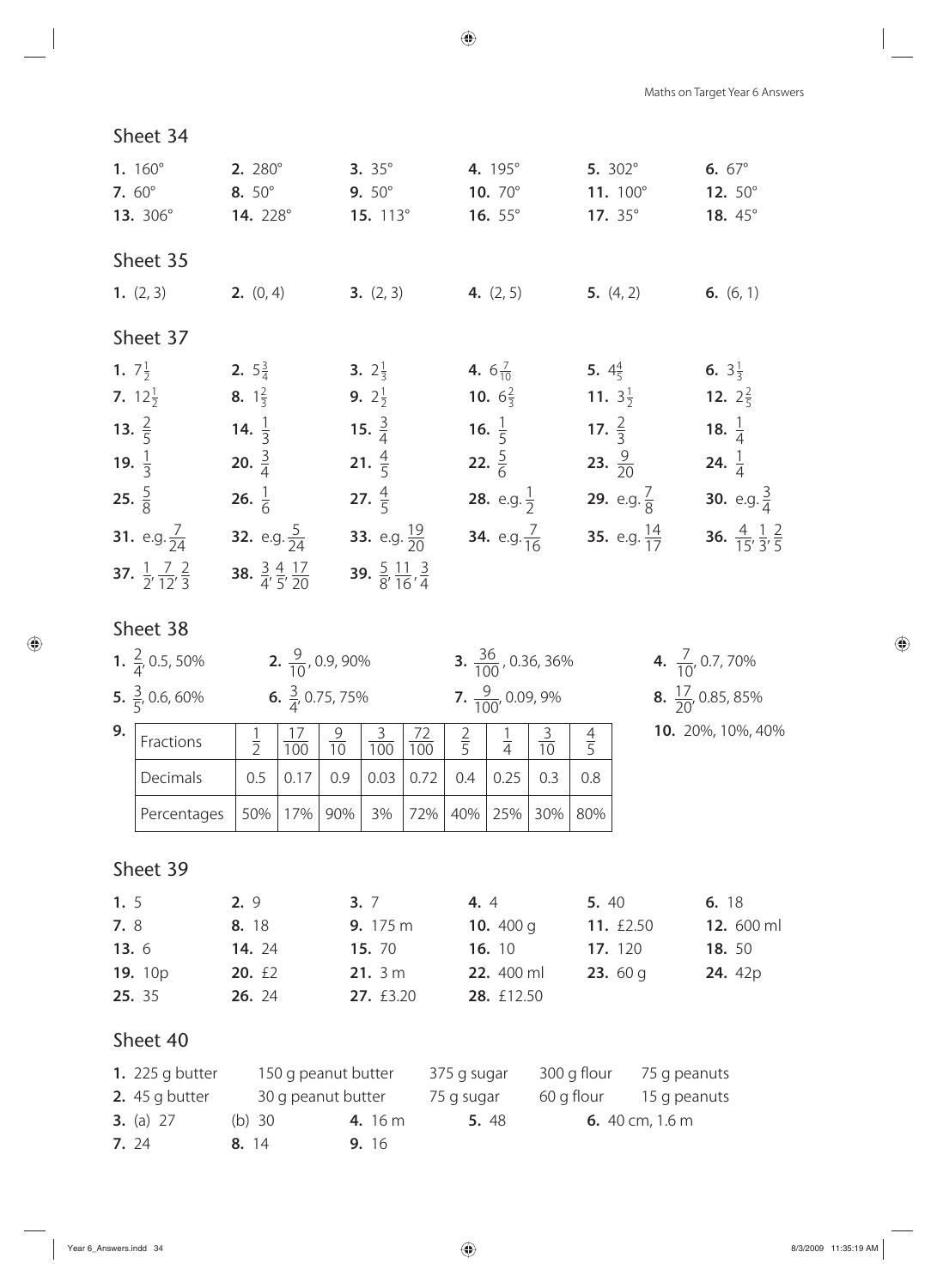## Sheet 34

**1.** 160° **2.** 280° **3.** 35° **4.** 195° **5.** 302° **6.** 67°
**7.** 60° **8.** 50° **9.** 50° **10.** 70° **11.** 100° **12.** 50°
**13.** 306° **14.** 228° **15.** 113° **16.** 55° **17.** 35° **18.** 45°

## Sheet 35

**1.** (2, 3) **2.** (0, 4) **3.** (2, 3) **4.** (2, 5) **5.** (4, 2) **6.** (6, 1)

## Sheet 37

**1.** $7\frac{1}{2}$ **2.** $5\frac{3}{4}$ **3.** $2\frac{1}{3}$ **4.** $6\frac{7}{10}$ **5.** $4\frac{4}{5}$ **6.** $3\frac{1}{3}$
**7.** $12\frac{1}{2}$ **8.** $1\frac{2}{3}$ **9.** $2\frac{1}{2}$ **10.** $6\frac{2}{3}$ **11.** $3\frac{1}{2}$ **12.** $2\frac{2}{5}$
**13.** $\frac{2}{5}$ **14.** $\frac{1}{3}$ **15.** $\frac{3}{4}$ **16.** $\frac{1}{5}$ **17.** $\frac{2}{3}$ **18.** $\frac{1}{4}$
**19.** $\frac{1}{3}$ **20.** $\frac{3}{4}$ **21.** $\frac{4}{5}$ **22.** $\frac{5}{6}$ **23.** $\frac{9}{20}$ **24.** $\frac{1}{4}$
**25.** $\frac{5}{8}$ **26.** $\frac{1}{6}$ **27.** $\frac{4}{5}$ **28.** e.g. $\frac{1}{2}$ **29.** e.g. $\frac{7}{8}$ **30.** e.g. $\frac{3}{4}$
**31.** e.g. $\frac{7}{24}$ **32.** e.g. $\frac{5}{24}$ **33.** e.g. $\frac{19}{20}$ **34.** e.g. $\frac{7}{16}$ **35.** e.g. $\frac{14}{17}$ **36.** $\frac{4}{15}, \frac{1}{3}, \frac{2}{5}$
**37.** $\frac{1}{2}, \frac{7}{12}, \frac{2}{3}$ **38.** $\frac{3}{4}, \frac{4}{5}, \frac{17}{20}$ **39.** $\frac{5}{8}, \frac{11}{16}, \frac{3}{4}$

## Sheet 38

**1.** $\frac{2}{4}$, 0.5, 50% **2.** $\frac{9}{10}$, 0.9, 90% **3.** $\frac{36}{100}$, 0.36, 36% **4.** $\frac{7}{10}$, 0.7, 70%
**5.** $\frac{3}{5}$, 0.6, 60% **6.** $\frac{3}{4}$, 0.75, 75% **7.** $\frac{9}{100}$, 0.09, 9% **8.** $\frac{17}{20}$, 0.85, 85%

**9.**

| Fractions | $\frac{1}{2}$ | $\frac{17}{100}$ | $\frac{9}{10}$ | $\frac{3}{100}$ | $\frac{72}{100}$ | $\frac{2}{5}$ | $\frac{1}{4}$ | $\frac{3}{10}$ | $\frac{4}{5}$ |
|---|---|---|---|---|---|---|---|---|---|
| Decimals | 0.5 | 0.17 | 0.9 | 0.03 | 0.72 | 0.4 | 0.25 | 0.3 | 0.8 |
| Percentages | 50% | 17% | 90% | 3% | 72% | 40% | 25% | 30% | 80% |

**10.** 20%, 10%, 40%

## Sheet 39

**1.** 5 **2.** 9 **3.** 7 **4.** 4 **5.** 40 **6.** 18
**7.** 8 **8.** 18 **9.** 175 m **10.** 400 g **11.** £2.50 **12.** 600 ml
**13.** 6 **14.** 24 **15.** 70 **16.** 10 **17.** 120 **18.** 50
**19.** 10p **20.** £2 **21.** 3 m **22.** 400 ml **23.** 60 g **24.** 42p
**25.** 35 **26.** 24 **27.** £3.20 **28.** £12.50

## Sheet 40

**1.** 225 g butter 150 g peanut butter 375 g sugar 300 g flour 75 g peanuts
**2.** 45 g butter 30 g peanut butter 75 g sugar 60 g flour 15 g peanuts
**3.** (a) 27 (b) 30 **4.** 16 m **5.** 48 **6.** 40 cm, 1.6 m
**7.** 24 **8.** 14 **9.** 16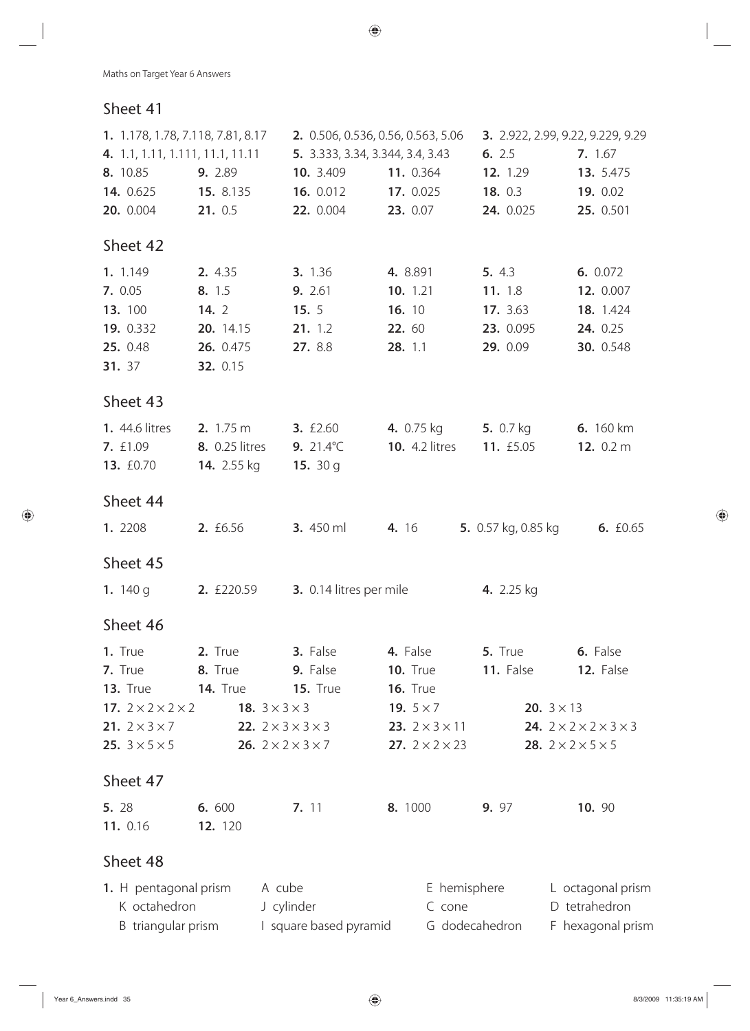## Sheet 41

**1.** 1.178, 1.78, 7.118, 7.81, 8.17 **2.** 0.506, 0.536, 0.56, 0.563, 5.06 **3.** 2.922, 2.99, 9.22, 9.229, 9.29
**4.** 1.1, 1.11, 1.111, 11.1, 11.11 **5.** 3.333, 3.34, 3.344, 3.4, 3.43 **6.** 2.5 **7.** 1.67
**8.** 10.85 **9.** 2.89 **10.** 3.409 **11.** 0.364 **12.** 1.29 **13.** 5.475
**14.** 0.625 **15.** 8.135 **16.** 0.012 **17.** 0.025 **18.** 0.3 **19.** 0.02
**20.** 0.004 **21.** 0.5 **22.** 0.004 **23.** 0.07 **24.** 0.025 **25.** 0.501

## Sheet 42

**1.** 1.149 **2.** 4.35 **3.** 1.36 **4.** 8.891 **5.** 4.3 **6.** 0.072
**7.** 0.05 **8.** 1.5 **9.** 2.61 **10.** 1.21 **11.** 1.8 **12.** 0.007
**13.** 100 **14.** 2 **15.** 5 **16.** 10 **17.** 3.63 **18.** 1.424
**19.** 0.332 **20.** 14.15 **21.** 1.2 **22.** 60 **23.** 0.095 **24.** 0.25
**25.** 0.48 **26.** 0.475 **27.** 8.8 **28.** 1.1 **29.** 0.09 **30.** 0.548
**31.** 37 **32.** 0.15

## Sheet 43

**1.** 44.6 litres **2.** 1.75 m **3.** £2.60 **4.** 0.75 kg **5.** 0.7 kg **6.** 160 km
**7.** £1.09 **8.** 0.25 litres **9.** 21.4°C **10.** 4.2 litres **11.** £5.05 **12.** 0.2 m
**13.** £0.70 **14.** 2.55 kg **15.** 30 g

## Sheet 44

**1.** 2208 **2.** £6.56 **3.** 450 ml **4.** 16 **5.** 0.57 kg, 0.85 kg **6.** £0.65

## Sheet 45

**1.** 140 g **2.** £220.59 **3.** 0.14 litres per mile **4.** 2.25 kg

## Sheet 46

**1.** True **2.** True **3.** False **4.** False **5.** True **6.** False
**7.** True **8.** True **9.** False **10.** True **11.** False **12.** False
**13.** True **14.** True **15.** True **16.** True
**17.** $2 \times 2 \times 2 \times 2$ **18.** $3 \times 3 \times 3$ **19.** $5 \times 7$ **20.** $3 \times 13$
**21.** $2 \times 3 \times 7$ **22.** $2 \times 3 \times 3 \times 3$ **23.** $2 \times 3 \times 11$ **24.** $2 \times 2 \times 2 \times 3 \times 3$
**25.** $3 \times 5 \times 5$ **26.** $2 \times 2 \times 3 \times 7$ **27.** $2 \times 2 \times 23$ **28.** $2 \times 2 \times 5 \times 5$

## Sheet 47

**5.** 28 **6.** 600 **7.** 11 **8.** 1000 **9.** 97 **10.** 90
**11.** 0.16 **12.** 120

## Sheet 48

**1.** H pentagonal prism A cube E hemisphere L octagonal prism
K octahedron J cylinder C cone D tetrahedron
B triangular prism I square based pyramid G dodecahedron F hexagonal prism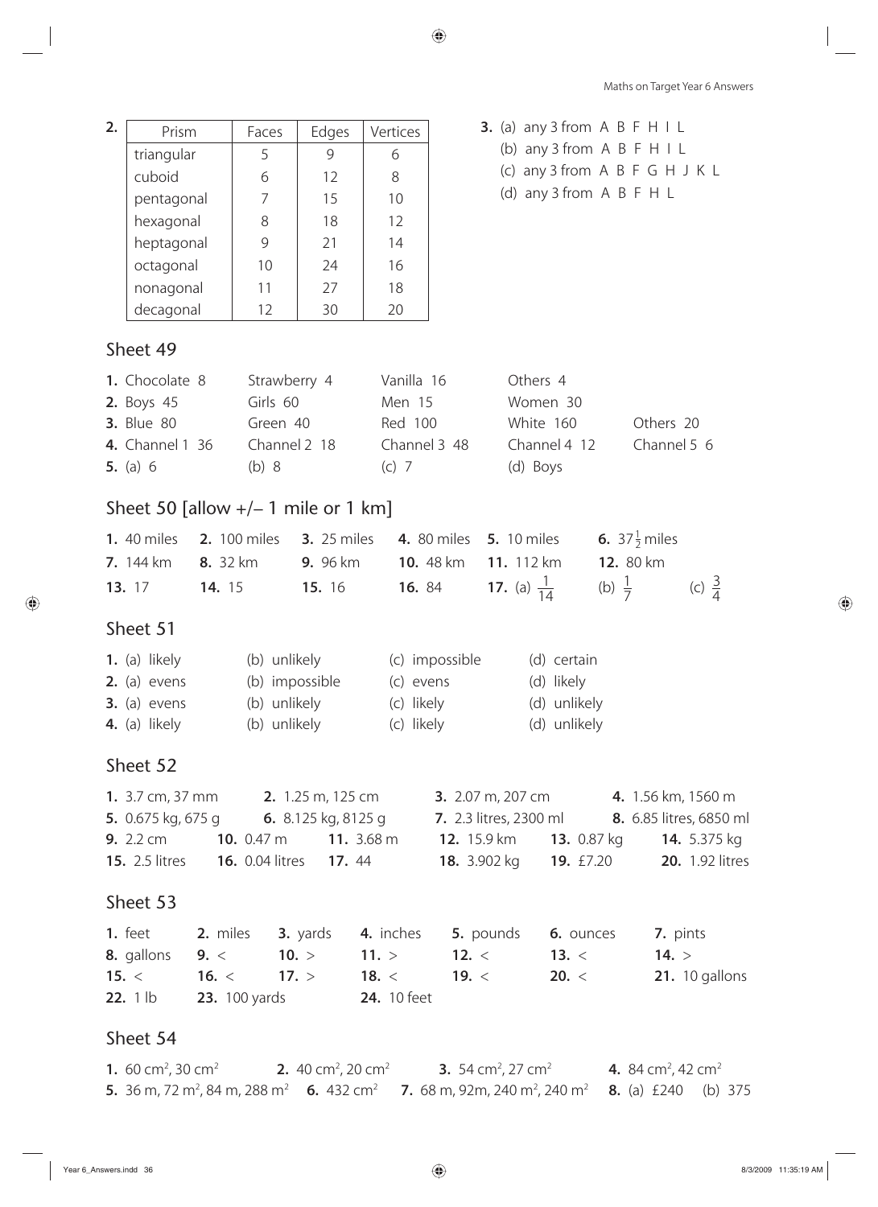**2.**

| Prism | Faces | Edges | Vertices |
|---|---|---|---|
| triangular | 5 | 9 | 6 |
| cuboid | 6 | 12 | 8 |
| pentagonal | 7 | 15 | 10 |
| hexagonal | 8 | 18 | 12 |
| heptagonal | 9 | 21 | 14 |
| octagonal | 10 | 24 | 16 |
| nonagonal | 11 | 27 | 18 |
| decagonal | 12 | 30 | 20 |

**3.** (a) any 3 from A B F H I L
(b) any 3 from A B F H I L
(c) any 3 from A B F G H J K L
(d) any 3 from A B F H L

## Sheet 49

**1.** Chocolate 8 Strawberry 4 Vanilla 16 Others 4
**2.** Boys 45 Girls 60 Men 15 Women 30
**3.** Blue 80 Green 40 Red 100 White 160 Others 20
**4.** Channel 1 36 Channel 2 18 Channel 3 48 Channel 4 12 Channel 5 6
**5.** (a) 6 (b) 8 (c) 7 (d) Boys

## Sheet 50 [allow +/– 1 mile or 1 km]

**1.** 40 miles **2.** 100 miles **3.** 25 miles **4.** 80 miles **5.** 10 miles **6.** $37\frac{1}{2}$ miles
**7.** 144 km **8.** 32 km **9.** 96 km **10.** 48 km **11.** 112 km **12.** 80 km
**13.** 17 **14.** 15 **15.** 16 **16.** 84 **17.** (a) $\frac{1}{14}$ (b) $\frac{1}{7}$ (c) $\frac{3}{4}$

## Sheet 51

**1.** (a) likely (b) unlikely (c) impossible (d) certain
**2.** (a) evens (b) impossible (c) evens (d) likely
**3.** (a) evens (b) unlikely (c) likely (d) unlikely
**4.** (a) likely (b) unlikely (c) likely (d) unlikely

## Sheet 52

**1.** 3.7 cm, 37 mm **2.** 1.25 m, 125 cm **3.** 2.07 m, 207 cm **4.** 1.56 km, 1560 m
**5.** 0.675 kg, 675 g **6.** 8.125 kg, 8125 g **7.** 2.3 litres, 2300 ml **8.** 6.85 litres, 6850 ml
**9.** 2.2 cm **10.** 0.47 m **11.** 3.68 m **12.** 15.9 km **13.** 0.87 kg **14.** 5.375 kg
**15.** 2.5 litres **16.** 0.04 litres **17.** 44 **18.** 3.902 kg **19.** £7.20 **20.** 1.92 litres

## Sheet 53

**1.** feet **2.** miles **3.** yards **4.** inches **5.** pounds **6.** ounces **7.** pints
**8.** gallons **9.** < **10.** > **11.** > **12.** < **13.** < **14.** >
**15.** < **16.** < **17.** > **18.** < **19.** < **20.** < **21.** 10 gallons
**22.** 1 lb **23.** 100 yards **24.** 10 feet

## Sheet 54

**1.** 60 cm², 30 cm² **2.** 40 cm², 20 cm² **3.** 54 cm², 27 cm² **4.** 84 cm², 42 cm²
**5.** 36 m, 72 m², 84 m, 288 m² **6.** 432 cm² **7.** 68 m, 92m, 240 m², 240 m² **8.** (a) £240 (b) 375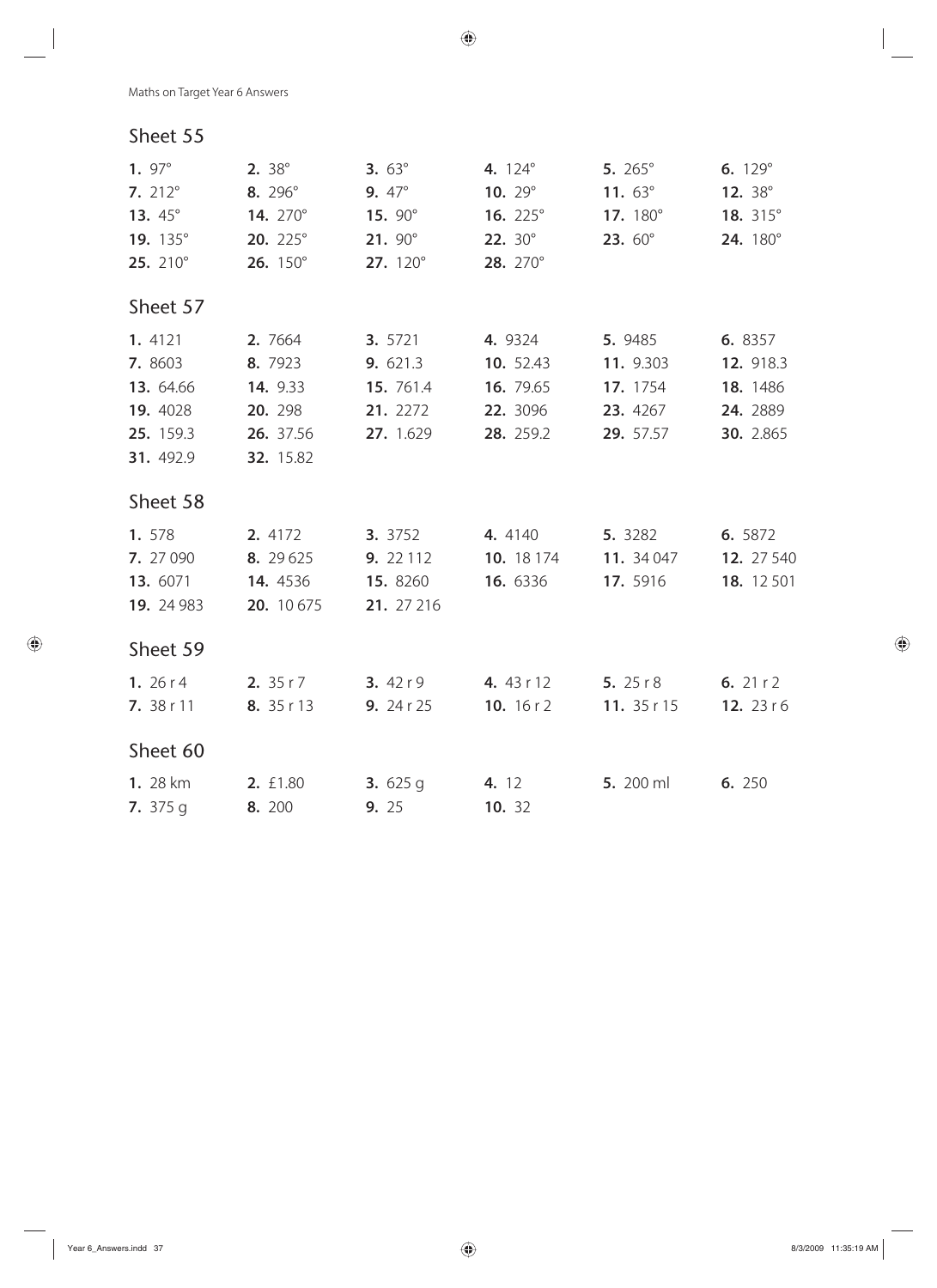## Sheet 55

| | | | | | |
|---|---|---|---|---|---|
| **1.** 97° | **2.** 38° | **3.** 63° | **4.** 124° | **5.** 265° | **6.** 129° |
| **7.** 212° | **8.** 296° | **9.** 47° | **10.** 29° | **11.** 63° | **12.** 38° |
| **13.** 45° | **14.** 270° | **15.** 90° | **16.** 225° | **17.** 180° | **18.** 315° |
| **19.** 135° | **20.** 225° | **21.** 90° | **22.** 30° | **23.** 60° | **24.** 180° |
| **25.** 210° | **26.** 150° | **27.** 120° | **28.** 270° | | |

## Sheet 57

| | | | | | |
|---|---|---|---|---|---|
| **1.** 4121 | **2.** 7664 | **3.** 5721 | **4.** 9324 | **5.** 9485 | **6.** 8357 |
| **7.** 8603 | **8.** 7923 | **9.** 621.3 | **10.** 52.43 | **11.** 9.303 | **12.** 918.3 |
| **13.** 64.66 | **14.** 9.33 | **15.** 761.4 | **16.** 79.65 | **17.** 1754 | **18.** 1486 |
| **19.** 4028 | **20.** 298 | **21.** 2272 | **22.** 3096 | **23.** 4267 | **24.** 2889 |
| **25.** 159.3 | **26.** 37.56 | **27.** 1.629 | **28.** 259.2 | **29.** 57.57 | **30.** 2.865 |
| **31.** 492.9 | **32.** 15.82 | | | | |

## Sheet 58

| | | | | | |
|---|---|---|---|---|---|
| **1.** 578 | **2.** 4172 | **3.** 3752 | **4.** 4140 | **5.** 3282 | **6.** 5872 |
| **7.** 27 090 | **8.** 29 625 | **9.** 22 112 | **10.** 18 174 | **11.** 34 047 | **12.** 27 540 |
| **13.** 6071 | **14.** 4536 | **15.** 8260 | **16.** 6336 | **17.** 5916 | **18.** 12 501 |
| **19.** 24 983 | **20.** 10 675 | **21.** 27 216 | | | |

## Sheet 59

| | | | | | |
|---|---|---|---|---|---|
| **1.** 26 r 4 | **2.** 35 r 7 | **3.** 42 r 9 | **4.** 43 r 12 | **5.** 25 r 8 | **6.** 21 r 2 |
| **7.** 38 r 11 | **8.** 35 r 13 | **9.** 24 r 25 | **10.** 16 r 2 | **11.** 35 r 15 | **12.** 23 r 6 |

## Sheet 60

| | | | | | |
|---|---|---|---|---|---|
| **1.** 28 km | **2.** £1.80 | **3.** 625 g | **4.** 12 | **5.** 200 ml | **6.** 250 |
| **7.** 375 g | **8.** 200 | **9.** 25 | **10.** 32 | | |